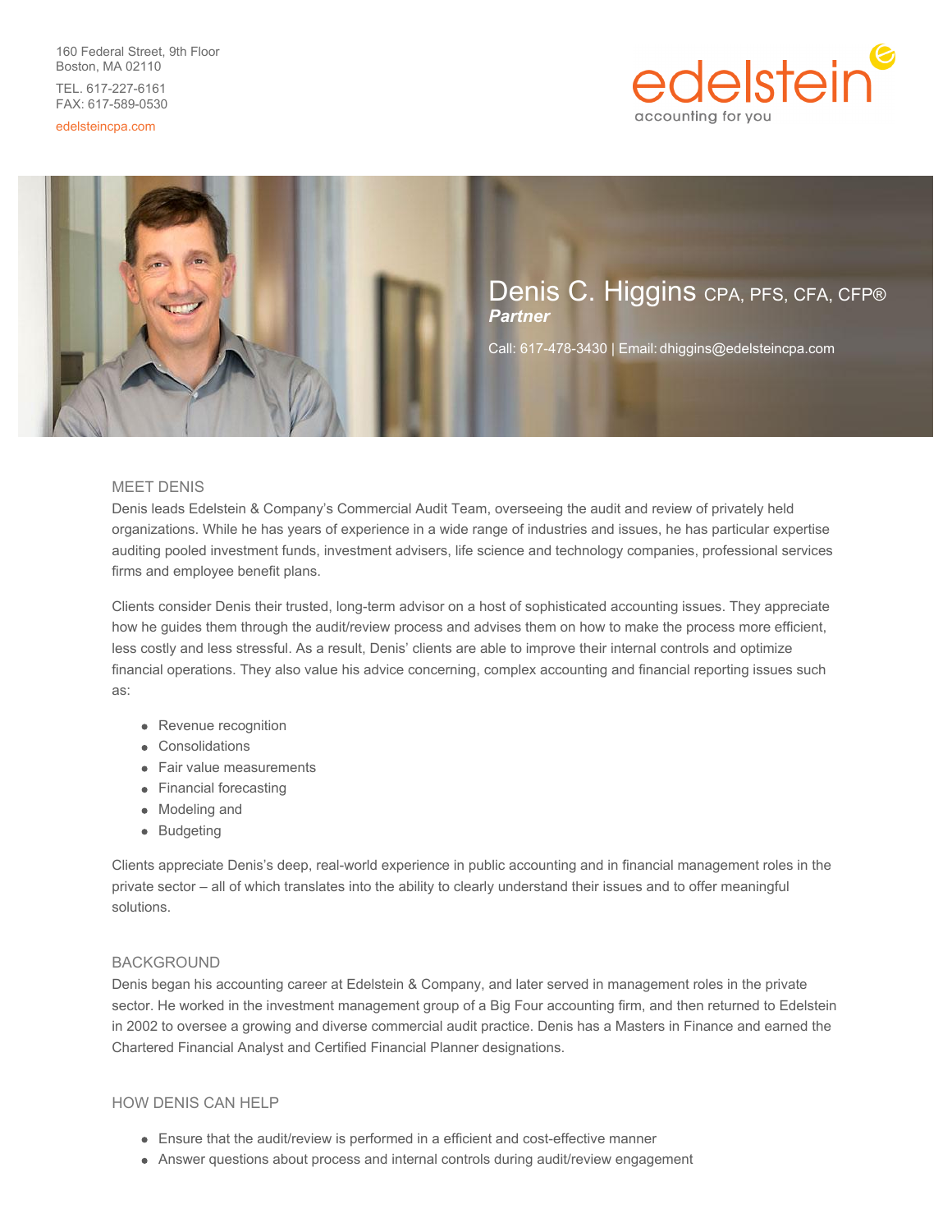160 Federal Street, 9th Floor
Boston, MA 02110

TEL. 617-227-6161
FAX: 617-589-0530

edelsteincpa.com

edelstein
accounting for you

# Denis C. Higgins CPA, PFS, CFA, CFP®

***Partner***

Call: 617-478-3430 | Email: dhiggins@edelsteincpa.com

## MEET DENIS

Denis leads Edelstein & Company's Commercial Audit Team, overseeing the audit and review of privately held organizations. While he has years of experience in a wide range of industries and issues, he has particular expertise auditing pooled investment funds, investment advisers, life science and technology companies, professional services firms and employee benefit plans.

Clients consider Denis their trusted, long-term advisor on a host of sophisticated accounting issues. They appreciate how he guides them through the audit/review process and advises them on how to make the process more efficient, less costly and less stressful. As a result, Denis' clients are able to improve their internal controls and optimize financial operations. They also value his advice concerning, complex accounting and financial reporting issues such as:

- Revenue recognition
- Consolidations
- Fair value measurements
- Financial forecasting
- Modeling and
- Budgeting

Clients appreciate Denis's deep, real-world experience in public accounting and in financial management roles in the private sector – all of which translates into the ability to clearly understand their issues and to offer meaningful solutions.

## BACKGROUND

Denis began his accounting career at Edelstein & Company, and later served in management roles in the private sector. He worked in the investment management group of a Big Four accounting firm, and then returned to Edelstein in 2002 to oversee a growing and diverse commercial audit practice. Denis has a Masters in Finance and earned the Chartered Financial Analyst and Certified Financial Planner designations.

## HOW DENIS CAN HELP

- Ensure that the audit/review is performed in a efficient and cost-effective manner
- Answer questions about process and internal controls during audit/review engagement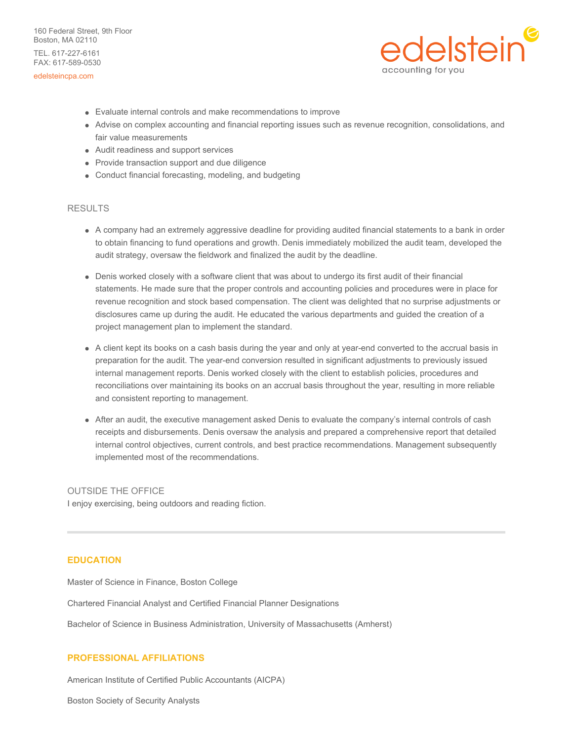- Evaluate internal controls and make recommendations to improve
- Advise on complex accounting and financial reporting issues such as revenue recognition, consolidations, and fair value measurements
- Audit readiness and support services
- Provide transaction support and due diligence
- Conduct financial forecasting, modeling, and budgeting

## RESULTS

- A company had an extremely aggressive deadline for providing audited financial statements to a bank in order to obtain financing to fund operations and growth. Denis immediately mobilized the audit team, developed the audit strategy, oversaw the fieldwork and finalized the audit by the deadline.

- Denis worked closely with a software client that was about to undergo its first audit of their financial statements. He made sure that the proper controls and accounting policies and procedures were in place for revenue recognition and stock based compensation. The client was delighted that no surprise adjustments or disclosures came up during the audit. He educated the various departments and guided the creation of a project management plan to implement the standard.

- A client kept its books on a cash basis during the year and only at year-end converted to the accrual basis in preparation for the audit. The year-end conversion resulted in significant adjustments to previously issued internal management reports. Denis worked closely with the client to establish policies, procedures and reconciliations over maintaining its books on an accrual basis throughout the year, resulting in more reliable and consistent reporting to management.

- After an audit, the executive management asked Denis to evaluate the company's internal controls of cash receipts and disbursements. Denis oversaw the analysis and prepared a comprehensive report that detailed internal control objectives, current controls, and best practice recommendations. Management subsequently implemented most of the recommendations.

## OUTSIDE THE OFFICE

I enjoy exercising, being outdoors and reading fiction.

---

## EDUCATION

Master of Science in Finance, Boston College

Chartered Financial Analyst and Certified Financial Planner Designations

Bachelor of Science in Business Administration, University of Massachusetts (Amherst)

## PROFESSIONAL AFFILIATIONS

American Institute of Certified Public Accountants (AICPA)

Boston Society of Security Analysts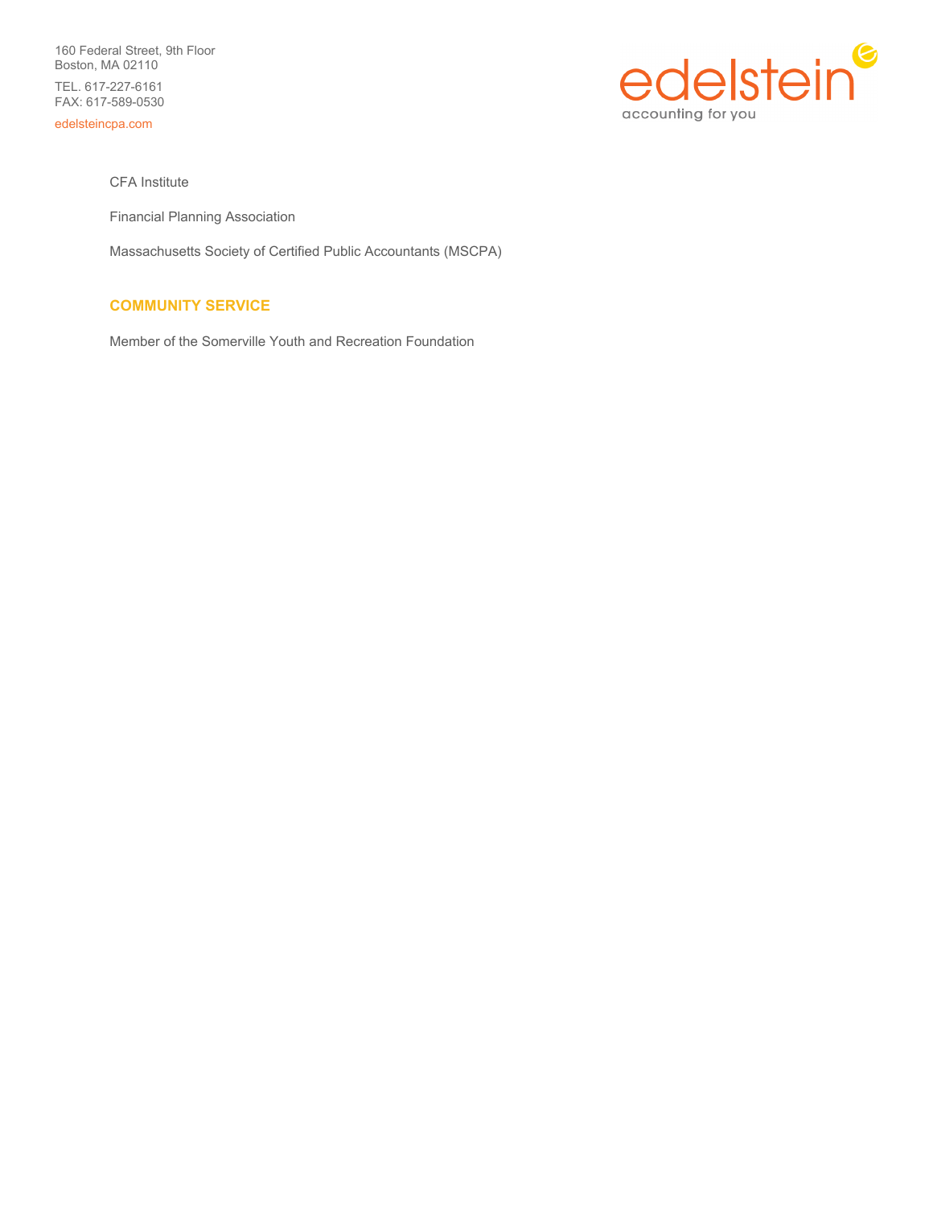CFA Institute

Financial Planning Association

Massachusetts Society of Certified Public Accountants (MSCPA)

## COMMUNITY SERVICE

Member of the Somerville Youth and Recreation Foundation